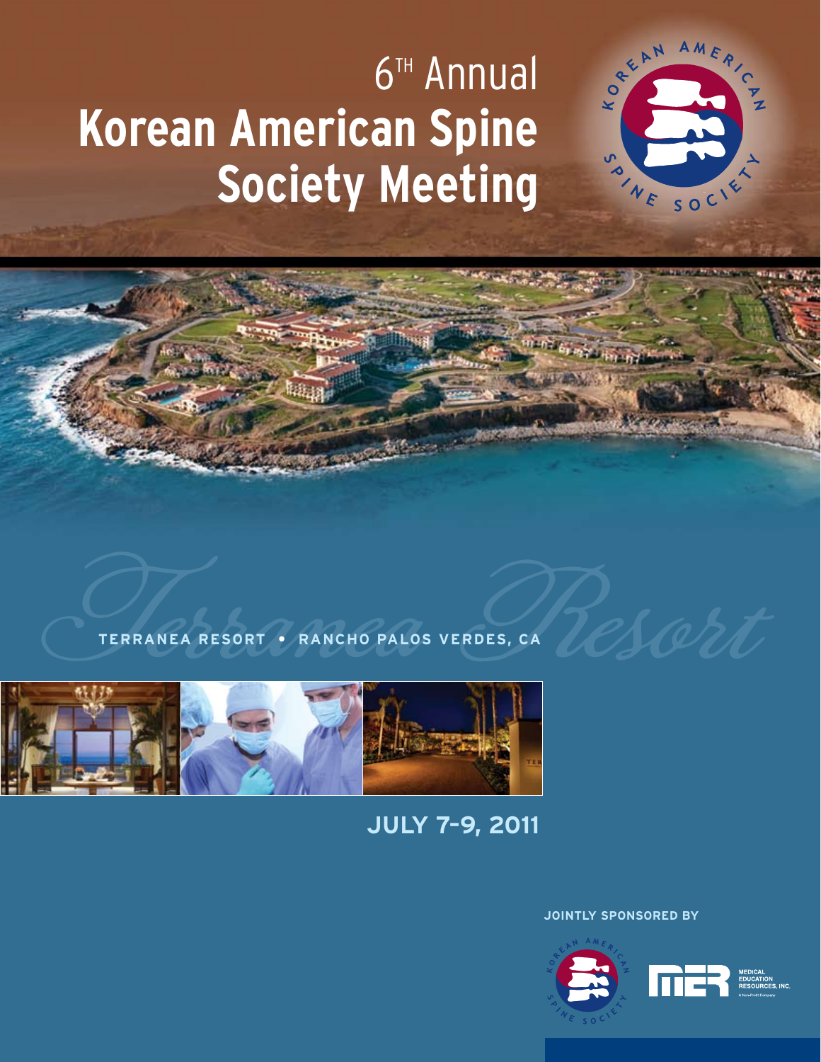# 6[TH] Annual Korean American Spine Society Meeting

*Terranea Resort*

**TERRANEA RESORT • RANCHO PALOS VERDES, CA**

## JULY 7-9, 2011

**JOINTLY SPONSORED BY**

KOREAN AMERICAN SPINE SOCIETY

MER MEDICAL EDUCATION RESOURCES, INC.
A Non-Profit Company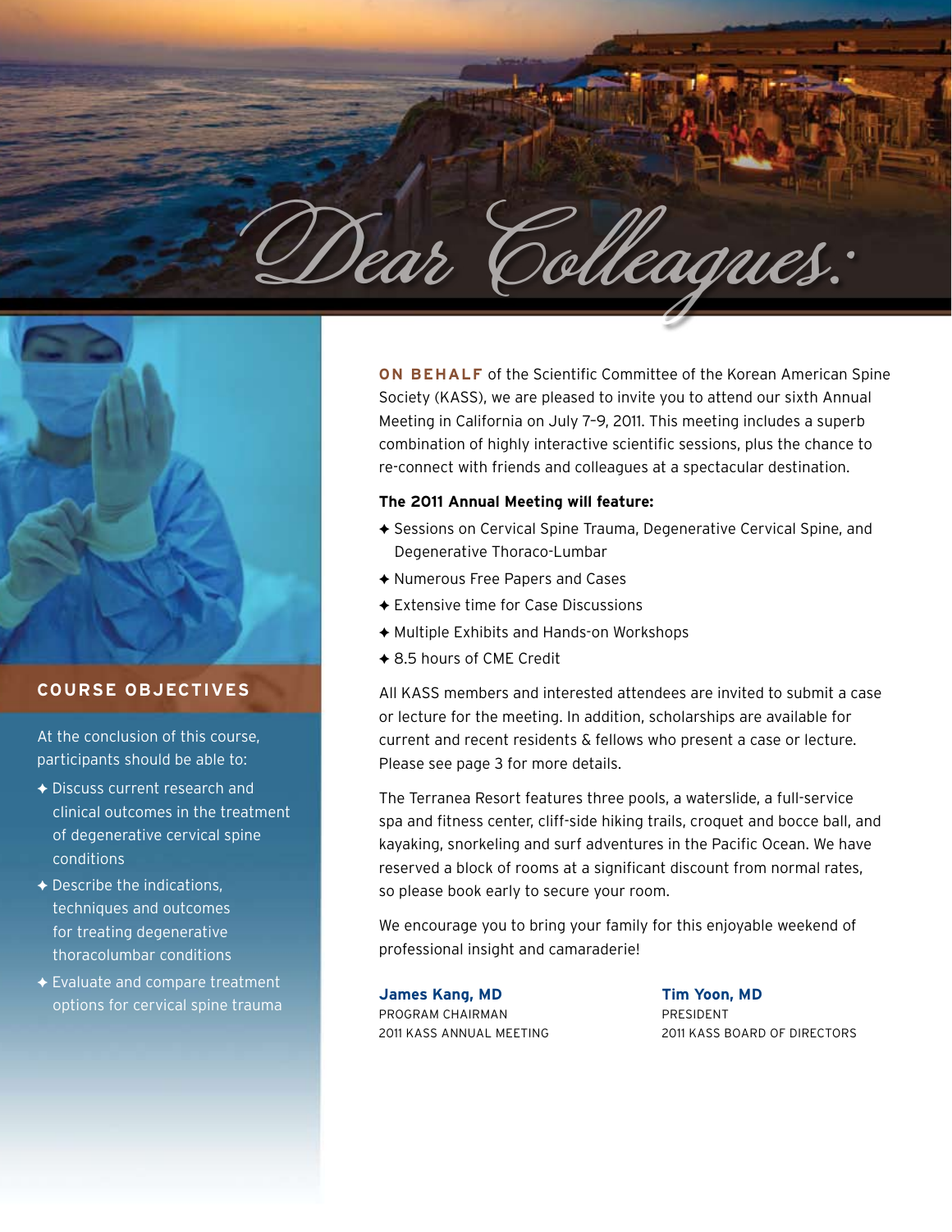# Dear Colleagues:

**ON BEHALF** of the Scientific Committee of the Korean American Spine Society (KASS), we are pleased to invite you to attend our sixth Annual Meeting in California on July 7–9, 2011. This meeting includes a superb combination of highly interactive scientific sessions, plus the chance to re-connect with friends and colleagues at a spectacular destination.

**The 2011 Annual Meeting will feature:**

- Sessions on Cervical Spine Trauma, Degenerative Cervical Spine, and Degenerative Thoraco-Lumbar
- Numerous Free Papers and Cases
- Extensive time for Case Discussions
- Multiple Exhibits and Hands-on Workshops
- 8.5 hours of CME Credit

All KASS members and interested attendees are invited to submit a case or lecture for the meeting. In addition, scholarships are available for current and recent residents & fellows who present a case or lecture. Please see page 3 for more details.

The Terranea Resort features three pools, a waterslide, a full-service spa and fitness center, cliff-side hiking trails, croquet and bocce ball, and kayaking, snorkeling and surf adventures in the Pacific Ocean. We have reserved a block of rooms at a significant discount from normal rates, so please book early to secure your room.

We encourage you to bring your family for this enjoyable weekend of professional insight and camaraderie!

**James Kang, MD**
PROGRAM CHAIRMAN
2011 KASS ANNUAL MEETING

**Tim Yoon, MD**
PRESIDENT
2011 KASS BOARD OF DIRECTORS

## COURSE OBJECTIVES

At the conclusion of this course, participants should be able to:

- Discuss current research and clinical outcomes in the treatment of degenerative cervical spine conditions
- Describe the indications, techniques and outcomes for treating degenerative thoracolumbar conditions
- Evaluate and compare treatment options for cervical spine trauma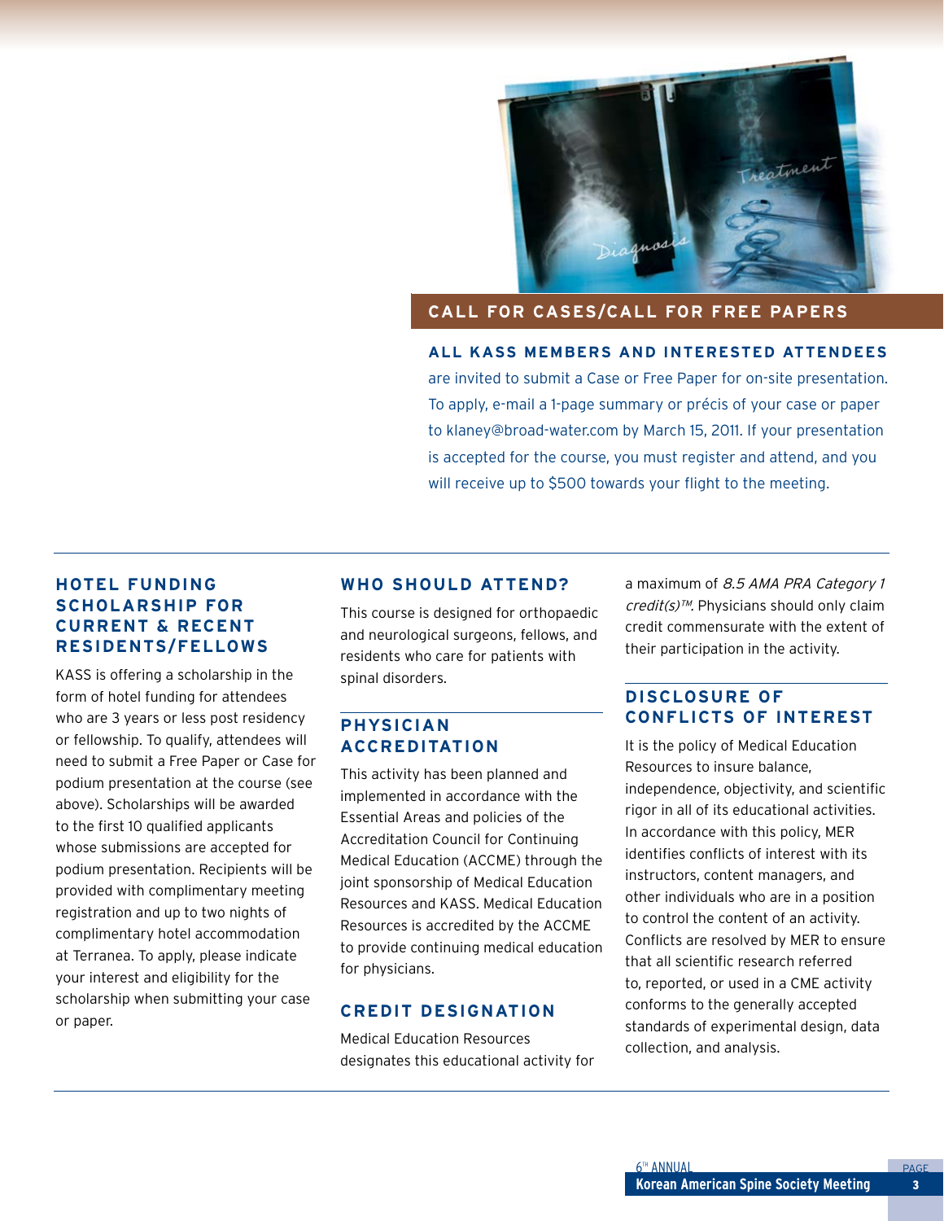## CALL FOR CASES/CALL FOR FREE PAPERS

**ALL KASS MEMBERS AND INTERESTED ATTENDEES** are invited to submit a Case or Free Paper for on-site presentation. To apply, e-mail a 1-page summary or précis of your case or paper to klaney@broad-water.com by March 15, 2011. If your presentation is accepted for the course, you must register and attend, and you will receive up to $500 towards your flight to the meeting.

## HOTEL FUNDING SCHOLARSHIP FOR CURRENT & RECENT RESIDENTS/FELLOWS

KASS is offering a scholarship in the form of hotel funding for attendees who are 3 years or less post residency or fellowship. To qualify, attendees will need to submit a Free Paper or Case for podium presentation at the course (see above). Scholarships will be awarded to the first 10 qualified applicants whose submissions are accepted for podium presentation. Recipients will be provided with complimentary meeting registration and up to two nights of complimentary hotel accommodation at Terranea. To apply, please indicate your interest and eligibility for the scholarship when submitting your case or paper.

## WHO SHOULD ATTEND?

This course is designed for orthopaedic and neurological surgeons, fellows, and residents who care for patients with spinal disorders.

## PHYSICIAN ACCREDITATION

This activity has been planned and implemented in accordance with the Essential Areas and policies of the Accreditation Council for Continuing Medical Education (ACCME) through the joint sponsorship of Medical Education Resources and KASS. Medical Education Resources is accredited by the ACCME to provide continuing medical education for physicians.

## CREDIT DESIGNATION

Medical Education Resources designates this educational activity for a maximum of *8.5 AMA PRA Category 1 credit(s)™*. Physicians should only claim credit commensurate with the extent of their participation in the activity.

## DISCLOSURE OF CONFLICTS OF INTEREST

It is the policy of Medical Education Resources to insure balance, independence, objectivity, and scientific rigor in all of its educational activities. In accordance with this policy, MER identifies conflicts of interest with its instructors, content managers, and other individuals who are in a position to control the content of an activity. Conflicts are resolved by MER to ensure that all scientific research referred to, reported, or used in a CME activity conforms to the generally accepted standards of experimental design, data collection, and analysis.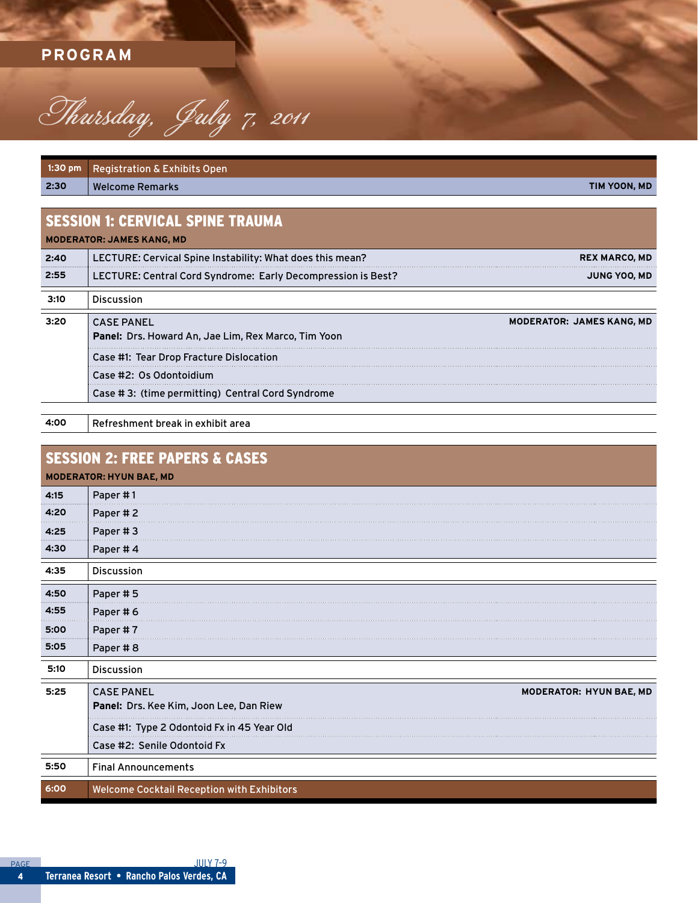# PROGRAM

## Thursday, July 7, 2011

| Time | Event | Speaker |
|---|---|---|
| 1:30 pm | Registration & Exhibits Open | |
| 2:30 | Welcome Remarks | TIM YOON, MD |

## SESSION 1: CERVICAL SPINE TRAUMA

**MODERATOR: JAMES KANG, MD**

| Time | Event | Speaker |
|---|---|---|
| 2:40 | LECTURE: Cervical Spine Instability: What does this mean? | REX MARCO, MD |
| 2:55 | LECTURE: Central Cord Syndrome: Early Decompression is Best? | JUNG YOO, MD |
| 3:10 | Discussion | |
| 3:20 | CASE PANEL<br>**Panel:** Drs. Howard An, Jae Lim, Rex Marco, Tim Yoon | MODERATOR: JAMES KANG, MD |
| | Case #1: Tear Drop Fracture Dislocation | |
| | Case #2: Os Odontoidium | |
| | Case # 3: (time permitting) Central Cord Syndrome | |
| 4:00 | Refreshment break in exhibit area | |

## SESSION 2: FREE PAPERS & CASES

**MODERATOR: HYUN BAE, MD**

| Time | Event | Speaker |
|---|---|---|
| 4:15 | Paper # 1 | |
| 4:20 | Paper # 2 | |
| 4:25 | Paper # 3 | |
| 4:30 | Paper # 4 | |
| 4:35 | Discussion | |
| 4:50 | Paper # 5 | |
| 4:55 | Paper # 6 | |
| 5:00 | Paper # 7 | |
| 5:05 | Paper # 8 | |
| 5:10 | Discussion | |
| 5:25 | CASE PANEL<br>**Panel:** Drs. Kee Kim, Joon Lee, Dan Riew | MODERATOR: HYUN BAE, MD |
| | Case #1: Type 2 Odontoid Fx in 45 Year Old | |
| | Case #2: Senile Odontoid Fx | |
| 5:50 | Final Announcements | |
| 6:00 | Welcome Cocktail Reception with Exhibitors | |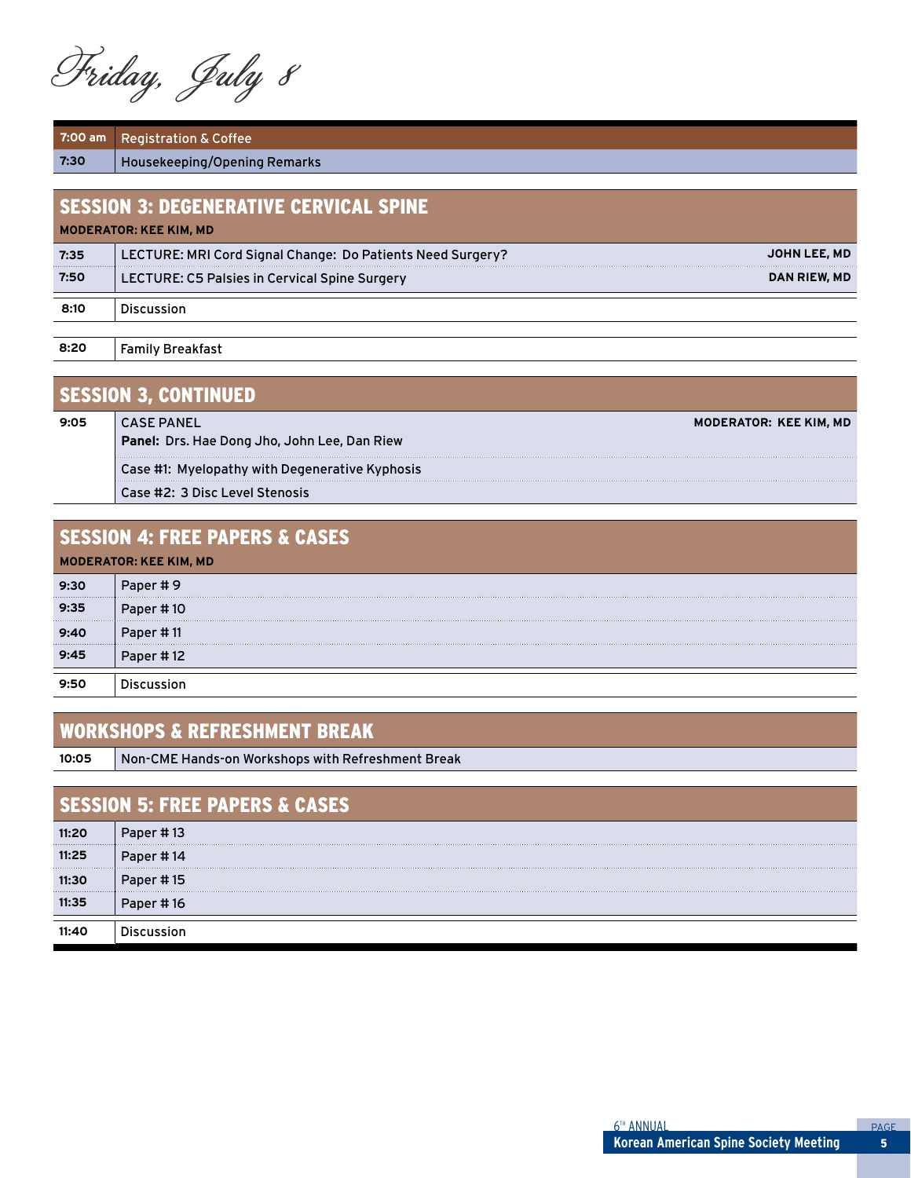# Friday, July 8

| | |
|---|---|
| 7:00 am | Registration & Coffee |
| 7:30 | Housekeeping/Opening Remarks |

## SESSION 3: DEGENERATIVE CERVICAL SPINE

**MODERATOR: KEE KIM, MD**

| | | |
|---|---|---|
| 7:35 | LECTURE: MRI Cord Signal Change: Do Patients Need Surgery? | **JOHN LEE, MD** |
| 7:50 | LECTURE: C5 Palsies in Cervical Spine Surgery | **DAN RIEW, MD** |
| 8:10 | Discussion | |

| | |
|---|---|
| 8:20 | Family Breakfast |

## SESSION 3, CONTINUED

| | | |
|---|---|---|
| 9:05 | CASE PANEL<br>**Panel:** Drs. Hae Dong Jho, John Lee, Dan Riew | **MODERATOR: KEE KIM, MD** |
| | Case #1: Myelopathy with Degenerative Kyphosis | |
| | Case #2: 3 Disc Level Stenosis | |

## SESSION 4: FREE PAPERS & CASES

**MODERATOR: KEE KIM, MD**

| | |
|---|---|
| 9:30 | Paper # 9 |
| 9:35 | Paper # 10 |
| 9:40 | Paper # 11 |
| 9:45 | Paper # 12 |
| 9:50 | Discussion |

## WORKSHOPS & REFRESHMENT BREAK

| | |
|---|---|
| 10:05 | Non-CME Hands-on Workshops with Refreshment Break |

## SESSION 5: FREE PAPERS & CASES

| | |
|---|---|
| 11:20 | Paper # 13 |
| 11:25 | Paper # 14 |
| 11:30 | Paper # 15 |
| 11:35 | Paper # 16 |
| 11:40 | Discussion |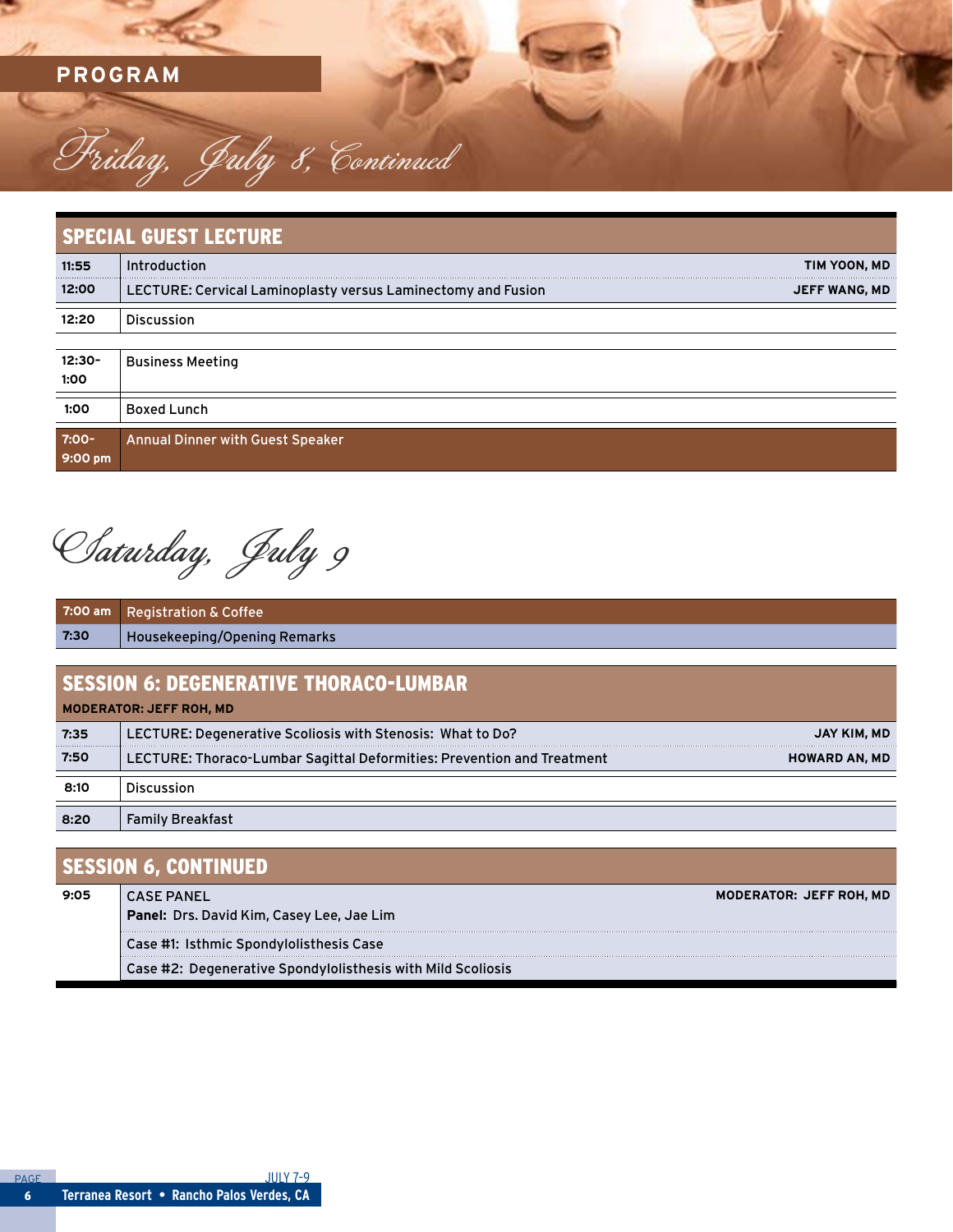# PROGRAM

## Friday, July 8, Continued

### SPECIAL GUEST LECTURE

| Time | Event | Speaker |
|---|---|---|
| 11:55 | Introduction | TIM YOON, MD |
| 12:00 | LECTURE: Cervical Laminoplasty versus Laminectomy and Fusion | JEFF WANG, MD |
| 12:20 | Discussion | |
| 12:30–1:00 | Business Meeting | |
| 1:00 | Boxed Lunch | |
| 7:00–9:00 pm | Annual Dinner with Guest Speaker | |

## Saturday, July 9

| Time | Event |
|---|---|
| 7:00 am | Registration & Coffee |
| 7:30 | Housekeeping/Opening Remarks |

### SESSION 6: DEGENERATIVE THORACO-LUMBAR

**MODERATOR: JEFF ROH, MD**

| Time | Event | Speaker |
|---|---|---|
| 7:35 | LECTURE: Degenerative Scoliosis with Stenosis: What to Do? | JAY KIM, MD |
| 7:50 | LECTURE: Thoraco-Lumbar Sagittal Deformities: Prevention and Treatment | HOWARD AN, MD |
| 8:10 | Discussion | |
| 8:20 | Family Breakfast | |

### SESSION 6, CONTINUED

| Time | Event | Moderator |
|---|---|---|
| 9:05 | CASE PANEL<br>**Panel:** Drs. David Kim, Casey Lee, Jae Lim | MODERATOR: JEFF ROH, MD |
| | Case #1: Isthmic Spondylolisthesis Case | |
| | Case #2: Degenerative Spondylolisthesis with Mild Scoliosis | |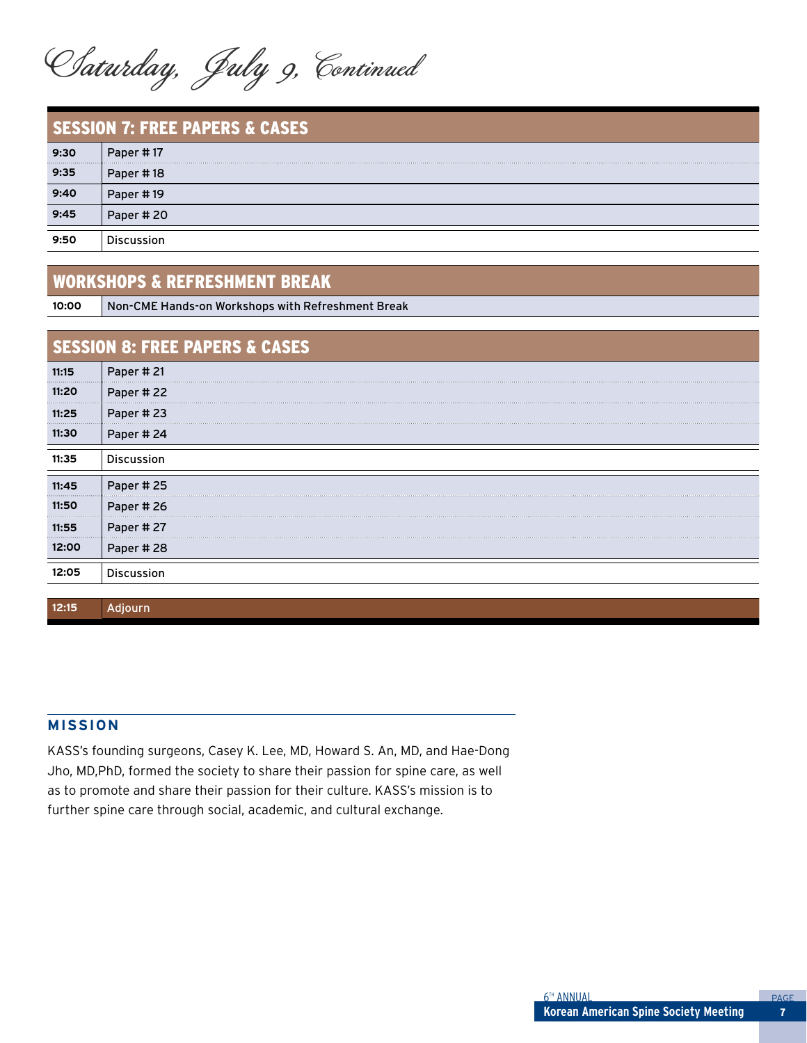# Saturday, July 9, Continued

## SESSION 7: FREE PAPERS & CASES

| | |
|---|---|
| 9:30 | Paper # 17 |
| 9:35 | Paper # 18 |
| 9:40 | Paper # 19 |
| 9:45 | Paper # 20 |
| 9:50 | Discussion |

## WORKSHOPS & REFRESHMENT BREAK

| | |
|---|---|
| 10:00 | Non-CME Hands-on Workshops with Refreshment Break |

## SESSION 8: FREE PAPERS & CASES

| | |
|---|---|
| 11:15 | Paper # 21 |
| 11:20 | Paper # 22 |
| 11:25 | Paper # 23 |
| 11:30 | Paper # 24 |
| 11:35 | Discussion |
| 11:45 | Paper # 25 |
| 11:50 | Paper # 26 |
| 11:55 | Paper # 27 |
| 12:00 | Paper # 28 |
| 12:05 | Discussion |
| 12:15 | Adjourn |

### MISSION

KASS's founding surgeons, Casey K. Lee, MD, Howard S. An, MD, and Hae-Dong Jho, MD,PhD, formed the society to share their passion for spine care, as well as to promote and share their passion for their culture. KASS's mission is to further spine care through social, academic, and cultural exchange.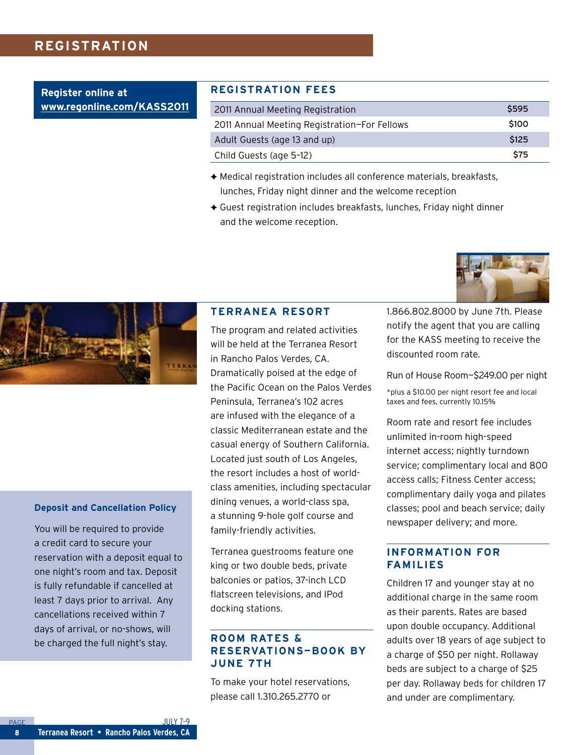# REGISTRATION

**Register online at [www.regonline.com/KASS2011](www.regonline.com/KASS2011)**

## REGISTRATION FEES

| | |
|---|---|
| 2011 Annual Meeting Registration | $595 |
| 2011 Annual Meeting Registration—For Fellows | $100 |
| Adult Guests (age 13 and up) | $125 |
| Child Guests (age 5-12) | $75 |

- ✦ Medical registration includes all conference materials, breakfasts, lunches, Friday night dinner and the welcome reception
- ✦ Guest registration includes breakfasts, lunches, Friday night dinner and the welcome reception.

## TERRANEA RESORT

The program and related activities will be held at the Terranea Resort in Rancho Palos Verdes, CA. Dramatically poised at the edge of the Pacific Ocean on the Palos Verdes Peninsula, Terranea's 102 acres are infused with the elegance of a classic Mediterranean estate and the casual energy of Southern California. Located just south of Los Angeles, the resort includes a host of world-class amenities, including spectacular dining venues, a world-class spa, a stunning 9-hole golf course and family-friendly activities.

Terranea guestrooms feature one king or two double beds, private balconies or patios, 37-inch LCD flatscreen televisions, and IPod docking stations.

## ROOM RATES & RESERVATIONS—BOOK BY JUNE 7TH

To make your hotel reservations, please call 1.310.265.2770 or 1.866.802.8000 by June 7th. Please notify the agent that you are calling for the KASS meeting to receive the discounted room rate.

Run of House Room—$249.00 per night

*plus a $10.00 per night resort fee and local taxes and fees, currently 10.15%

Room rate and resort fee includes unlimited in-room high-speed internet access; nightly turndown service; complimentary local and 800 access calls; Fitness Center access; complimentary daily yoga and pilates classes; pool and beach service; daily newspaper delivery; and more.

## INFORMATION FOR FAMILIES

Children 17 and younger stay at no additional charge in the same room as their parents. Rates are based upon double occupancy. Additional adults over 18 years of age subject to a charge of $50 per night. Rollaway beds are subject to a charge of $25 per day. Rollaway beds for children 17 and under are complimentary.

### Deposit and Cancellation Policy

You will be required to provide a credit card to secure your reservation with a deposit equal to one night's room and tax. Deposit is fully refundable if cancelled at least 7 days prior to arrival. Any cancellations received within 7 days of arrival, or no-shows, will be charged the full night's stay.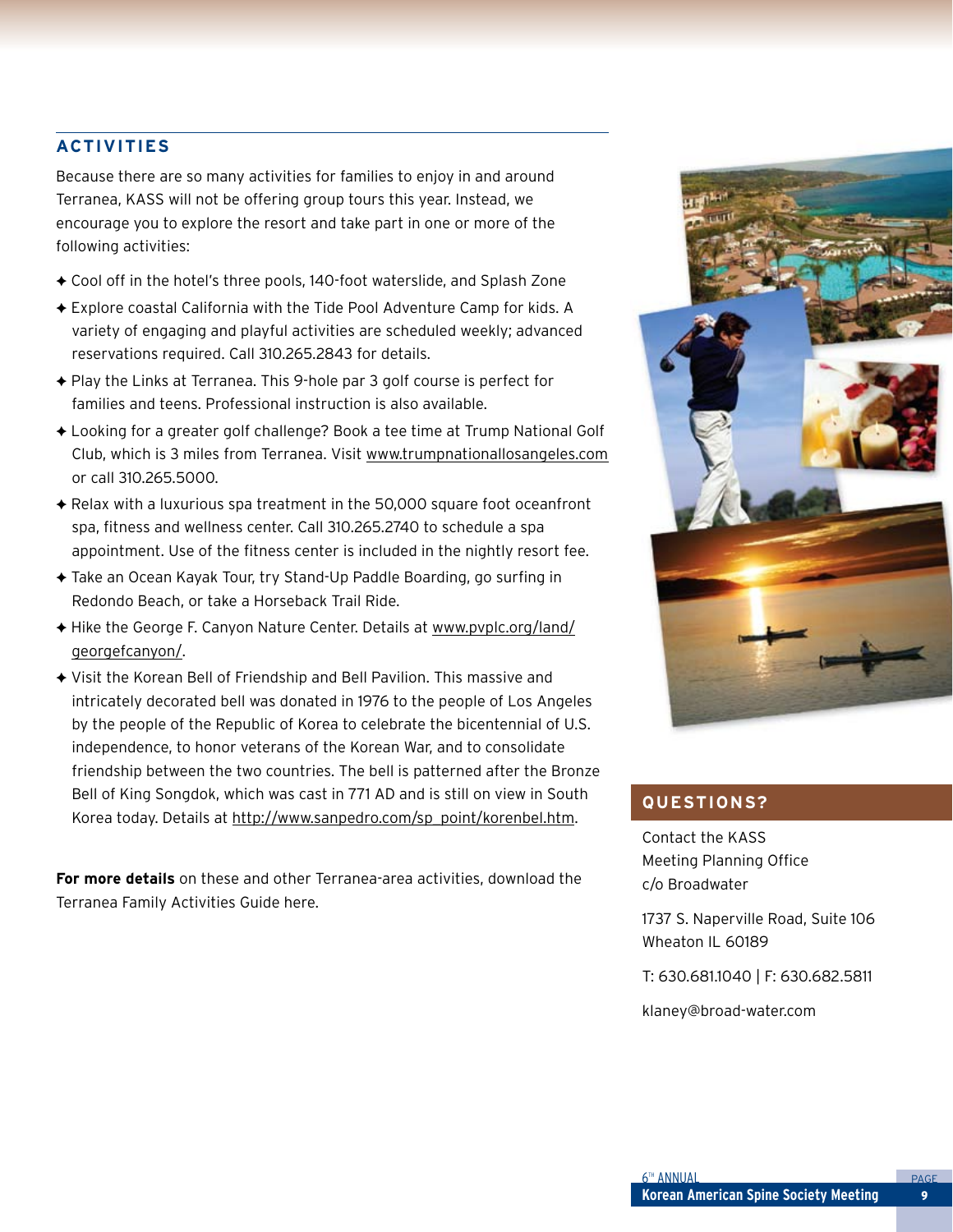## ACTIVITIES

Because there are so many activities for families to enjoy in and around Terranea, KASS will not be offering group tours this year. Instead, we encourage you to explore the resort and take part in one or more of the following activities:

- Cool off in the hotel's three pools, 140-foot waterslide, and Splash Zone
- Explore coastal California with the Tide Pool Adventure Camp for kids. A variety of engaging and playful activities are scheduled weekly; advanced reservations required. Call 310.265.2843 for details.
- Play the Links at Terranea. This 9-hole par 3 golf course is perfect for families and teens. Professional instruction is also available.
- Looking for a greater golf challenge? Book a tee time at Trump National Golf Club, which is 3 miles from Terranea. Visit www.trumpnationallosangeles.com or call 310.265.5000.
- Relax with a luxurious spa treatment in the 50,000 square foot oceanfront spa, fitness and wellness center. Call 310.265.2740 to schedule a spa appointment. Use of the fitness center is included in the nightly resort fee.
- Take an Ocean Kayak Tour, try Stand-Up Paddle Boarding, go surfing in Redondo Beach, or take a Horseback Trail Ride.
- Hike the George F. Canyon Nature Center. Details at www.pvplc.org/land/georgefcanyon/.
- Visit the Korean Bell of Friendship and Bell Pavilion. This massive and intricately decorated bell was donated in 1976 to the people of Los Angeles by the people of the Republic of Korea to celebrate the bicentennial of U.S. independence, to honor veterans of the Korean War, and to consolidate friendship between the two countries. The bell is patterned after the Bronze Bell of King Songdok, which was cast in 771 AD and is still on view in South Korea today. Details at http://www.sanpedro.com/sp_point/korenbel.htm.

**For more details** on these and other Terranea-area activities, download the Terranea Family Activities Guide here.

## QUESTIONS?

Contact the KASS
Meeting Planning Office
c/o Broadwater

1737 S. Naperville Road, Suite 106
Wheaton IL 60189

T: 630.681.1040 | F: 630.682.5811

klaney@broad-water.com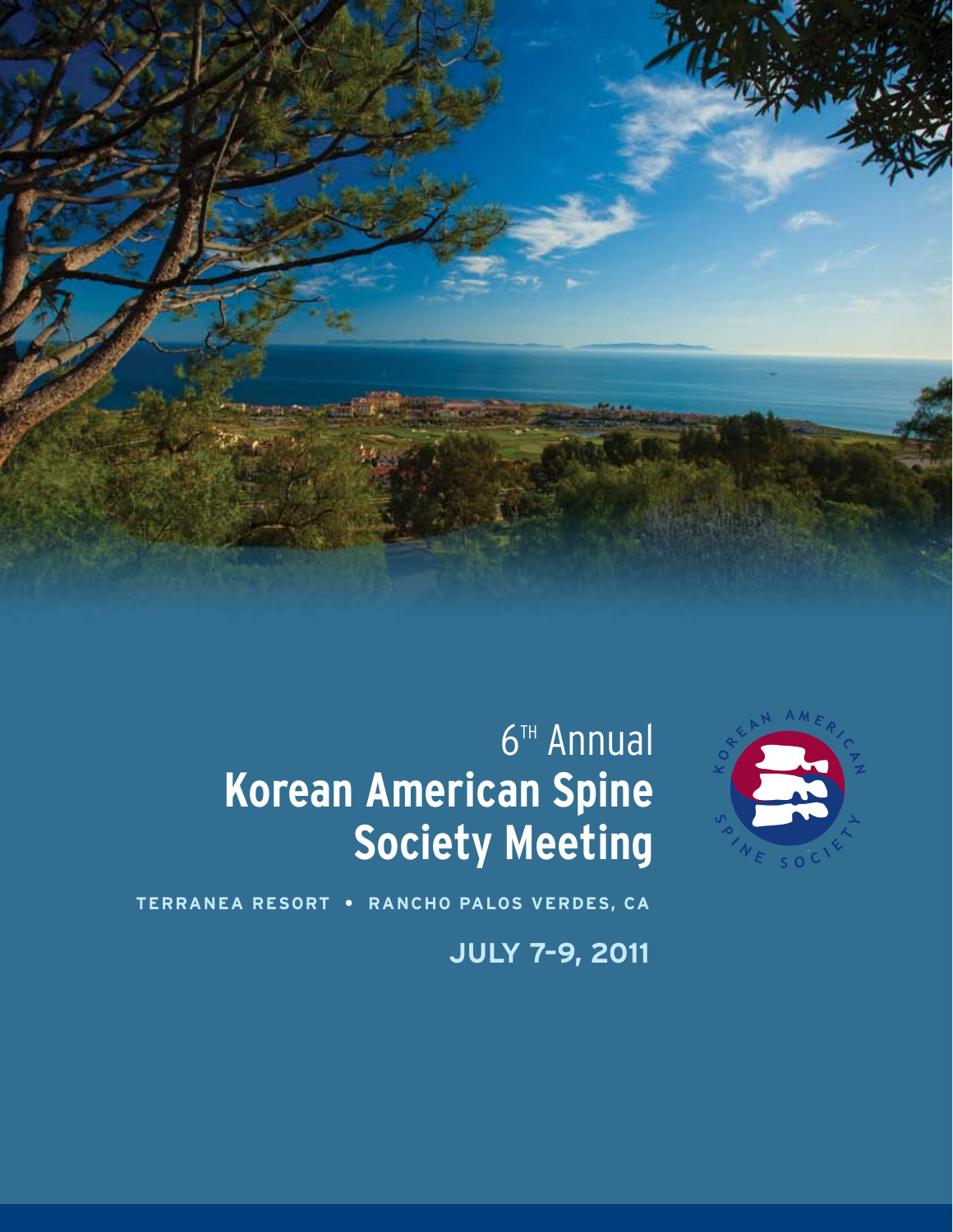6[TH] Annual
# Korean American Spine Society Meeting

KOREAN AMERICAN SPINE SOCIETY

**TERRANEA RESORT • RANCHO PALOS VERDES, CA**

**JULY 7-9, 2011**